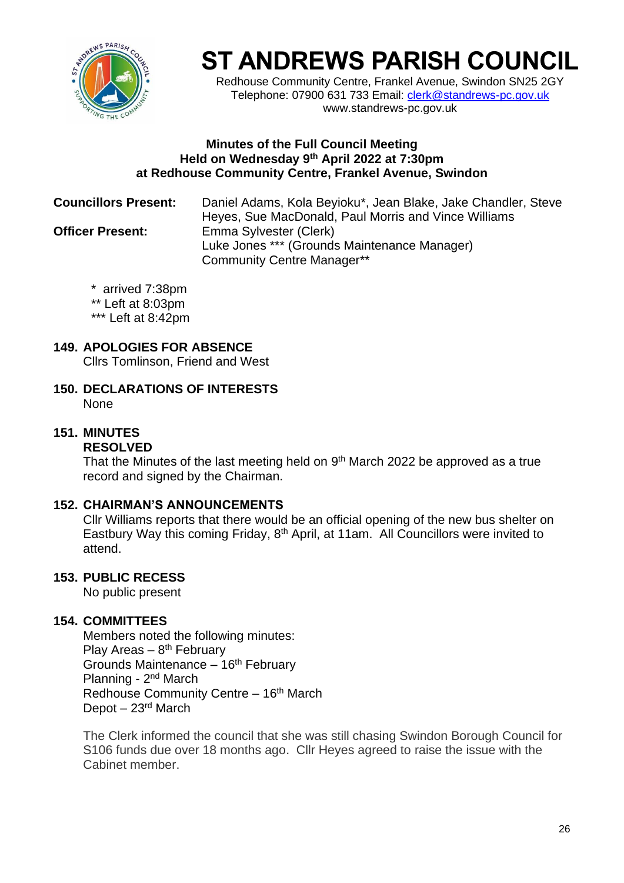# ST ANDREWS PARISH COUNCIL

Redhouse Community Centre, Frankel Avenue, Swindon SN25 2GY
Telephone: 07900 631 733 Email: clerk@standrews-pc.gov.uk
www.standrews-pc.gov.uk

**Minutes of the Full Council Meeting**
**Held on Wednesday 9th April 2022 at 7:30pm**
**at Redhouse Community Centre, Frankel Avenue, Swindon**

**Councillors Present:** Daniel Adams, Kola Beyioku*, Jean Blake, Jake Chandler, Steve Heyes, Sue MacDonald, Paul Morris and Vince Williams

**Officer Present:** Emma Sylvester (Clerk)
Luke Jones *** (Grounds Maintenance Manager)
Community Centre Manager**

\* arrived 7:38pm
** Left at 8:03pm
*** Left at 8:42pm

## 149. APOLOGIES FOR ABSENCE

Cllrs Tomlinson, Friend and West

## 150. DECLARATIONS OF INTERESTS

None

## 151. MINUTES

**RESOLVED**

That the Minutes of the last meeting held on 9th March 2022 be approved as a true record and signed by the Chairman.

## 152. CHAIRMAN'S ANNOUNCEMENTS

Cllr Williams reports that there would be an official opening of the new bus shelter on Eastbury Way this coming Friday, 8th April, at 11am. All Councillors were invited to attend.

## 153. PUBLIC RECESS

No public present

## 154. COMMITTEES

Members noted the following minutes:
Play Areas – 8th February
Grounds Maintenance – 16th February
Planning - 2nd March
Redhouse Community Centre – 16th March
Depot – 23rd March

The Clerk informed the council that she was still chasing Swindon Borough Council for S106 funds due over 18 months ago. Cllr Heyes agreed to raise the issue with the Cabinet member.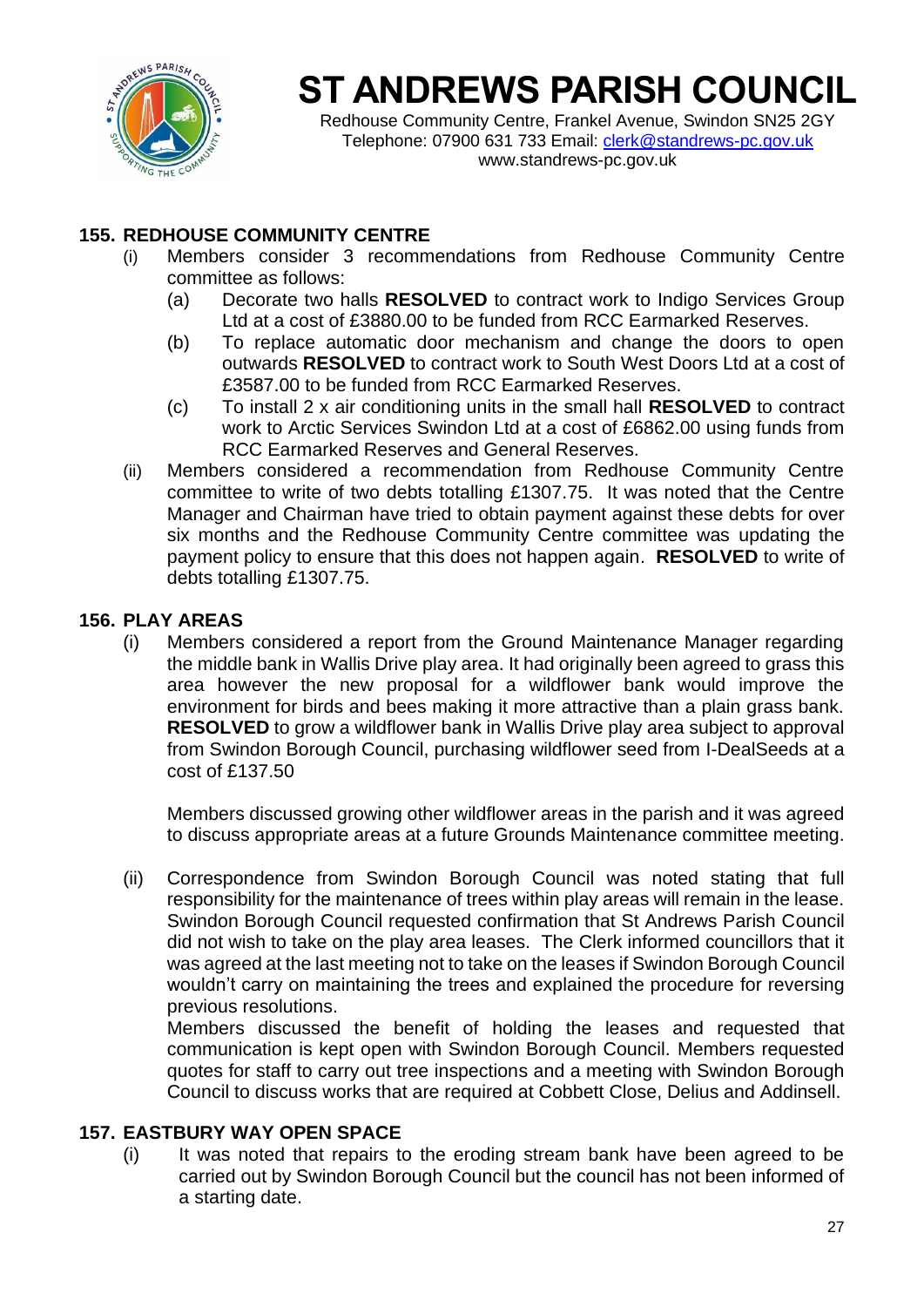# ST ANDREWS PARISH COUNCIL

Redhouse Community Centre, Frankel Avenue, Swindon SN25 2GY
Telephone: 07900 631 733 Email: clerk@standrews-pc.gov.uk
www.standrews-pc.gov.uk

## 155. REDHOUSE COMMUNITY CENTRE

(i) Members consider 3 recommendations from Redhouse Community Centre committee as follows:

   (a) Decorate two halls **RESOLVED** to contract work to Indigo Services Group Ltd at a cost of £3880.00 to be funded from RCC Earmarked Reserves.

   (b) To replace automatic door mechanism and change the doors to open outwards **RESOLVED** to contract work to South West Doors Ltd at a cost of £3587.00 to be funded from RCC Earmarked Reserves.

   (c) To install 2 x air conditioning units in the small hall **RESOLVED** to contract work to Arctic Services Swindon Ltd at a cost of £6862.00 using funds from RCC Earmarked Reserves and General Reserves.

(ii) Members considered a recommendation from Redhouse Community Centre committee to write of two debts totalling £1307.75. It was noted that the Centre Manager and Chairman have tried to obtain payment against these debts for over six months and the Redhouse Community Centre committee was updating the payment policy to ensure that this does not happen again. **RESOLVED** to write of debts totalling £1307.75.

## 156. PLAY AREAS

(i) Members considered a report from the Ground Maintenance Manager regarding the middle bank in Wallis Drive play area. It had originally been agreed to grass this area however the new proposal for a wildflower bank would improve the environment for birds and bees making it more attractive than a plain grass bank. **RESOLVED** to grow a wildflower bank in Wallis Drive play area subject to approval from Swindon Borough Council, purchasing wildflower seed from I-DealSeeds at a cost of £137.50

   Members discussed growing other wildflower areas in the parish and it was agreed to discuss appropriate areas at a future Grounds Maintenance committee meeting.

(ii) Correspondence from Swindon Borough Council was noted stating that full responsibility for the maintenance of trees within play areas will remain in the lease. Swindon Borough Council requested confirmation that St Andrews Parish Council did not wish to take on the play area leases. The Clerk informed councillors that it was agreed at the last meeting not to take on the leases if Swindon Borough Council wouldn't carry on maintaining the trees and explained the procedure for reversing previous resolutions.
   Members discussed the benefit of holding the leases and requested that communication is kept open with Swindon Borough Council. Members requested quotes for staff to carry out tree inspections and a meeting with Swindon Borough Council to discuss works that are required at Cobbett Close, Delius and Addinsell.

## 157. EASTBURY WAY OPEN SPACE

(i) It was noted that repairs to the eroding stream bank have been agreed to be carried out by Swindon Borough Council but the council has not been informed of a starting date.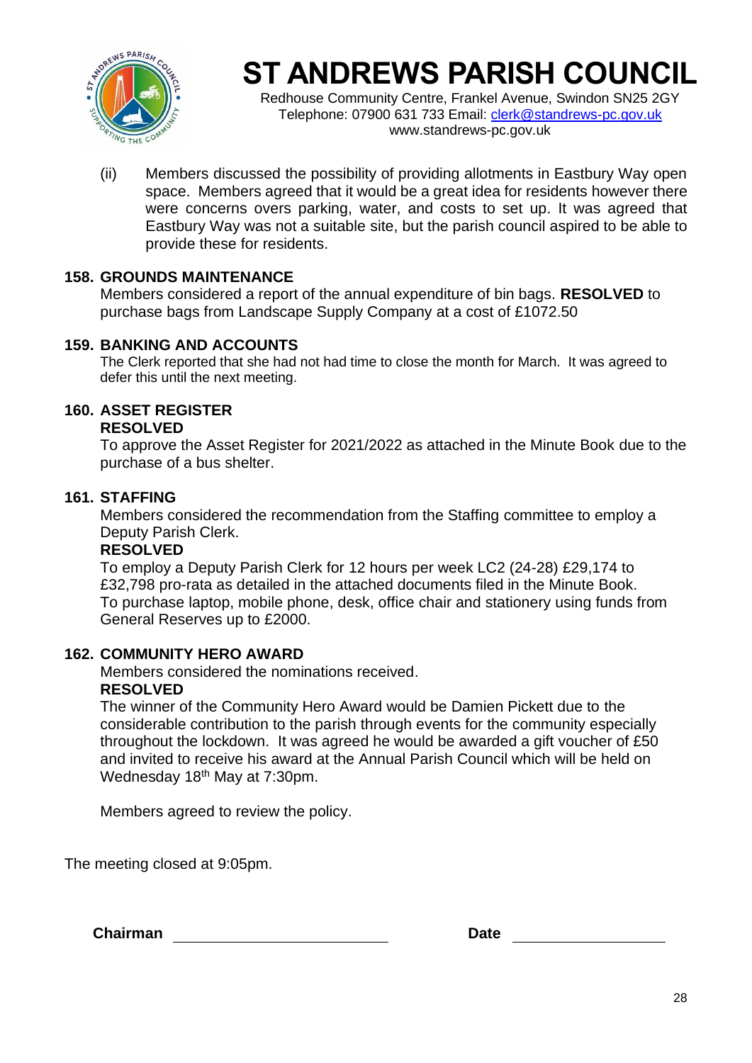(ii) Members discussed the possibility of providing allotments in Eastbury Way open space. Members agreed that it would be a great idea for residents however there were concerns overs parking, water, and costs to set up. It was agreed that Eastbury Way was not a suitable site, but the parish council aspired to be able to provide these for residents.

**158. GROUNDS MAINTENANCE**

Members considered a report of the annual expenditure of bin bags. **RESOLVED** to purchase bags from Landscape Supply Company at a cost of £1072.50

**159. BANKING AND ACCOUNTS**

The Clerk reported that she had not had time to close the month for March. It was agreed to defer this until the next meeting.

**160. ASSET REGISTER**

**RESOLVED**

To approve the Asset Register for 2021/2022 as attached in the Minute Book due to the purchase of a bus shelter.

**161. STAFFING**

Members considered the recommendation from the Staffing committee to employ a Deputy Parish Clerk.

**RESOLVED**

To employ a Deputy Parish Clerk for 12 hours per week LC2 (24-28) £29,174 to £32,798 pro-rata as detailed in the attached documents filed in the Minute Book.
To purchase laptop, mobile phone, desk, office chair and stationery using funds from General Reserves up to £2000.

**162. COMMUNITY HERO AWARD**

Members considered the nominations received.

**RESOLVED**

The winner of the Community Hero Award would be Damien Pickett due to the considerable contribution to the parish through events for the community especially throughout the lockdown. It was agreed he would be awarded a gift voucher of £50 and invited to receive his award at the Annual Parish Council which will be held on Wednesday 18th May at 7:30pm.

Members agreed to review the policy.

The meeting closed at 9:05pm.

**Chairman** ____________________ **Date** ____________________